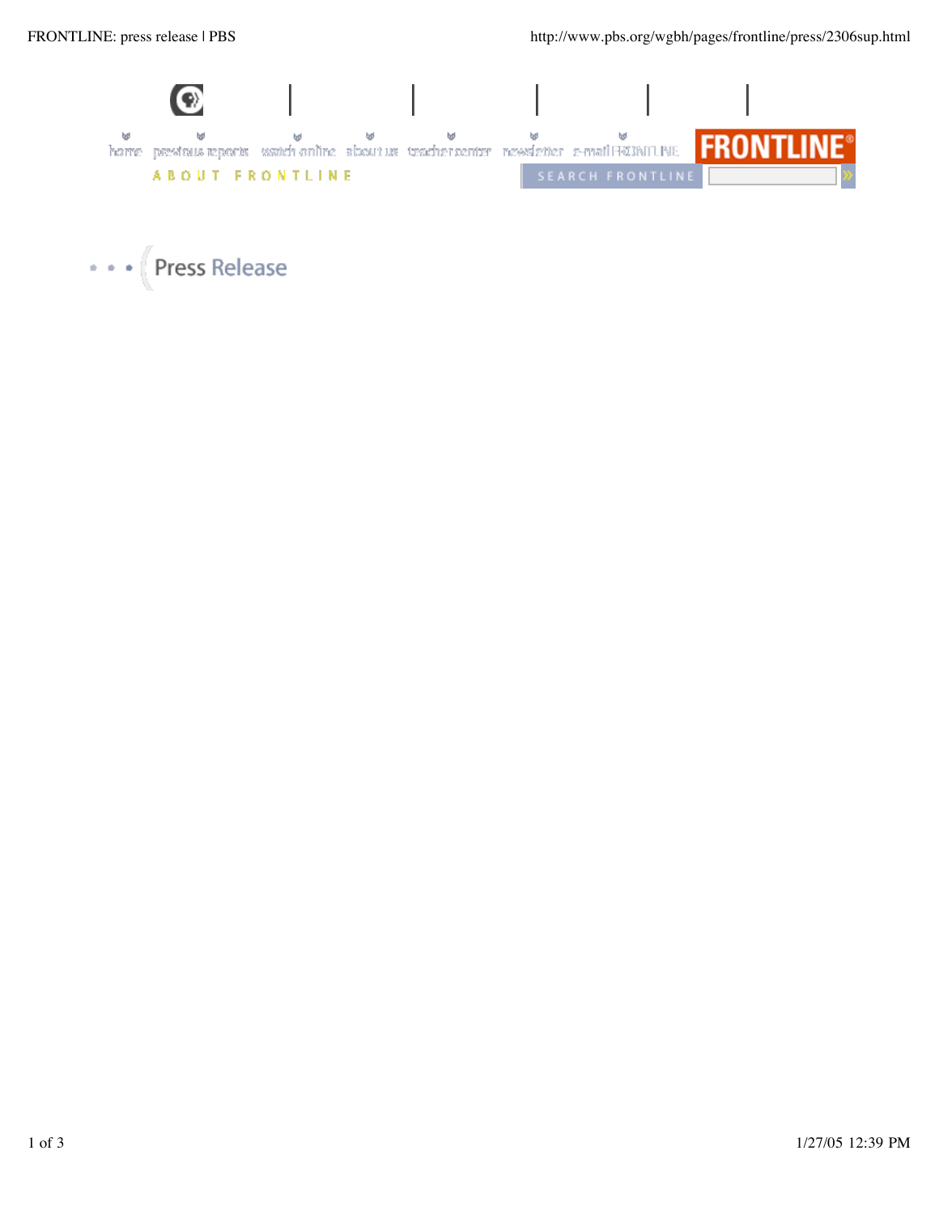home previous reports watch online about us teacher center newsletter e-mail FRONTLINE

FRONTLINE

ABOUT FRONTLINE

SEARCH FRONTLINE

# Press Release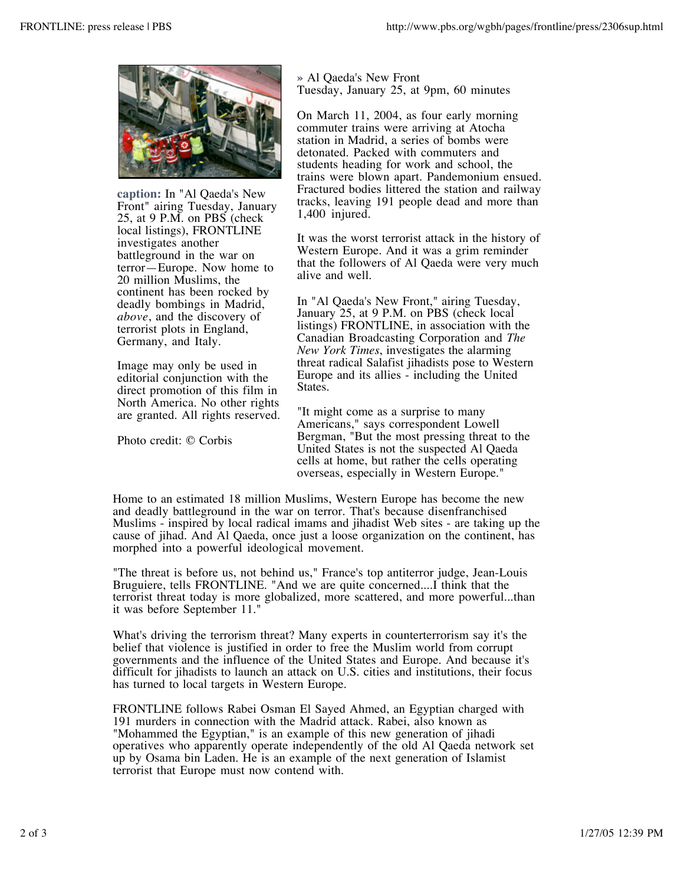**caption:** In "Al Qaeda's New Front" airing Tuesday, January 25, at 9 P.M. on PBS (check local listings), FRONTLINE investigates another battleground in the war on terror—Europe. Now home to 20 million Muslims, the continent has been rocked by deadly bombings in Madrid, *above*, and the discovery of terrorist plots in England, Germany, and Italy.

Image may only be used in editorial conjunction with the direct promotion of this film in North America. No other rights are granted. All rights reserved.

Photo credit: © Corbis

» Al Qaeda's New Front
Tuesday, January 25, at 9pm, 60 minutes

On March 11, 2004, as four early morning commuter trains were arriving at Atocha station in Madrid, a series of bombs were detonated. Packed with commuters and students heading for work and school, the trains were blown apart. Pandemonium ensued. Fractured bodies littered the station and railway tracks, leaving 191 people dead and more than 1,400 injured.

It was the worst terrorist attack in the history of Western Europe. And it was a grim reminder that the followers of Al Qaeda were very much alive and well.

In "Al Qaeda's New Front," airing Tuesday, January 25, at 9 P.M. on PBS (check local listings) FRONTLINE, in association with the Canadian Broadcasting Corporation and *The New York Times*, investigates the alarming threat radical Salafist jihadists pose to Western Europe and its allies - including the United States.

"It might come as a surprise to many Americans," says correspondent Lowell Bergman, "But the most pressing threat to the United States is not the suspected Al Qaeda cells at home, but rather the cells operating overseas, especially in Western Europe."

Home to an estimated 18 million Muslims, Western Europe has become the new and deadly battleground in the war on terror. That's because disenfranchised Muslims - inspired by local radical imams and jihadist Web sites - are taking up the cause of jihad. And Al Qaeda, once just a loose organization on the continent, has morphed into a powerful ideological movement.

"The threat is before us, not behind us," France's top antiterror judge, Jean-Louis Bruguiere, tells FRONTLINE. "And we are quite concerned....I think that the terrorist threat today is more globalized, more scattered, and more powerful...than it was before September 11."

What's driving the terrorism threat? Many experts in counterterrorism say it's the belief that violence is justified in order to free the Muslim world from corrupt governments and the influence of the United States and Europe. And because it's difficult for jihadists to launch an attack on U.S. cities and institutions, their focus has turned to local targets in Western Europe.

FRONTLINE follows Rabei Osman El Sayed Ahmed, an Egyptian charged with 191 murders in connection with the Madrid attack. Rabei, also known as "Mohammed the Egyptian," is an example of this new generation of jihadi operatives who apparently operate independently of the old Al Qaeda network set up by Osama bin Laden. He is an example of the next generation of Islamist terrorist that Europe must now contend with.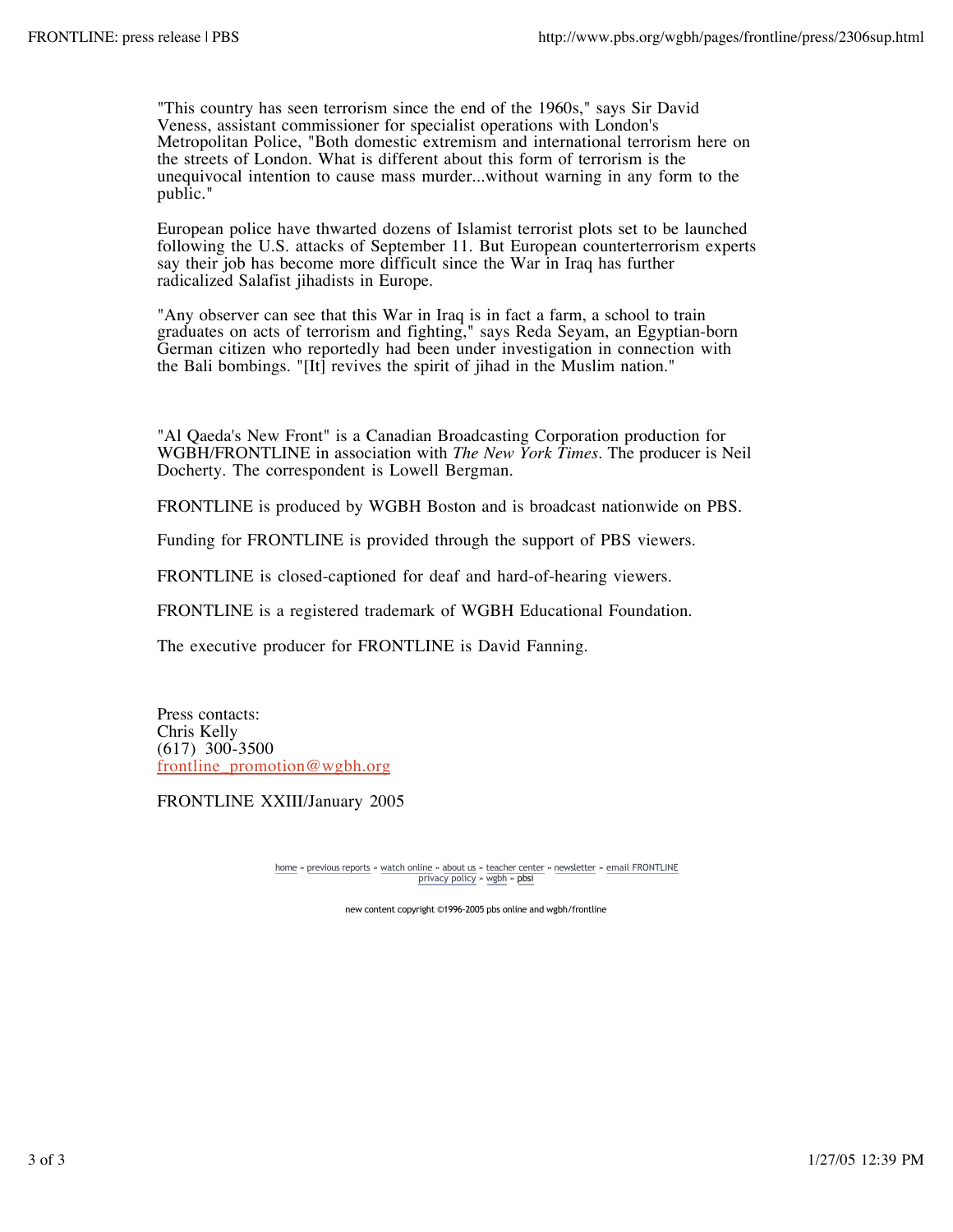"This country has seen terrorism since the end of the 1960s," says Sir David Veness, assistant commissioner for specialist operations with London's Metropolitan Police, "Both domestic extremism and international terrorism here on the streets of London. What is different about this form of terrorism is the unequivocal intention to cause mass murder...without warning in any form to the public."

European police have thwarted dozens of Islamist terrorist plots set to be launched following the U.S. attacks of September 11. But European counterterrorism experts say their job has become more difficult since the War in Iraq has further radicalized Salafist jihadists in Europe.

"Any observer can see that this War in Iraq is in fact a farm, a school to train graduates on acts of terrorism and fighting," says Reda Seyam, an Egyptian-born German citizen who reportedly had been under investigation in connection with the Bali bombings. "[It] revives the spirit of jihad in the Muslim nation."

"Al Qaeda's New Front" is a Canadian Broadcasting Corporation production for WGBH/FRONTLINE in association with *The New York Times*. The producer is Neil Docherty. The correspondent is Lowell Bergman.

FRONTLINE is produced by WGBH Boston and is broadcast nationwide on PBS.

Funding for FRONTLINE is provided through the support of PBS viewers.

FRONTLINE is closed-captioned for deaf and hard-of-hearing viewers.

FRONTLINE is a registered trademark of WGBH Educational Foundation.

The executive producer for FRONTLINE is David Fanning.

Press contacts:
Chris Kelly
(617) 300-3500
frontline_promotion@wgbh.org

FRONTLINE XXIII/January 2005

home » previous reports » watch online » about us » teacher center » newsletter » email FRONTLINE
privacy policy » wgbh » pbsi

new content copyright ©1996-2005 pbs online and wgbh/frontline